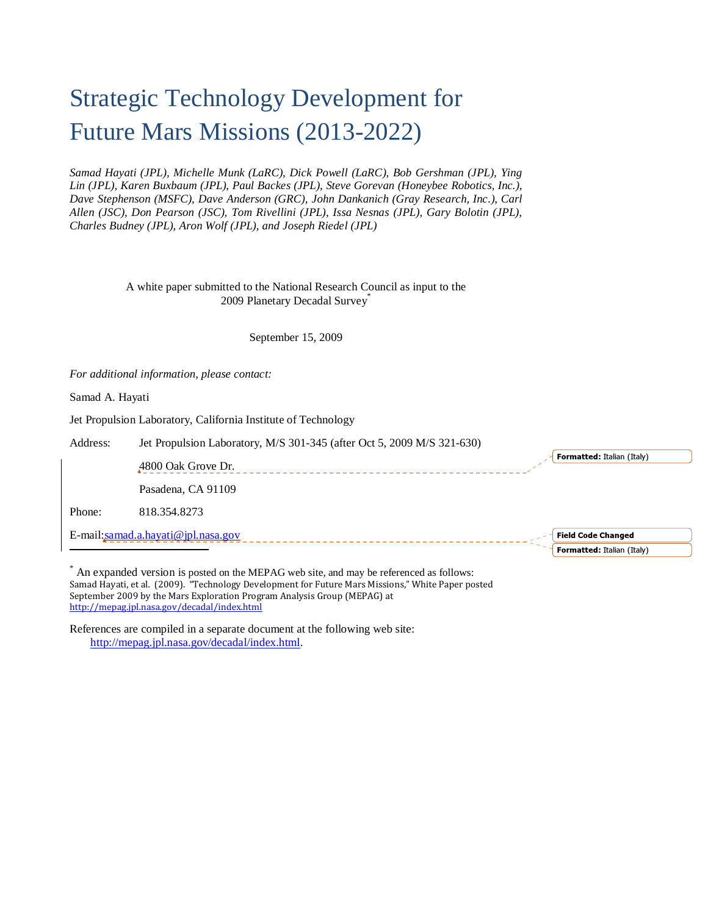# Strategic Technology Development for Future Mars Missions (2013-2022)

*Samad Hayati (JPL), Michelle Munk (LaRC), Dick Powell (LaRC), Bob Gershman (JPL), Ying Lin (JPL), Karen Buxbaum (JPL), Paul Backes (JPL), Steve Gorevan (Honeybee Robotics, Inc.), Dave Stephenson (MSFC), Dave Anderson (GRC), John Dankanich (Gray Research, Inc.), Carl Allen (JSC), Don Pearson (JSC), Tom Rivellini (JPL), Issa Nesnas (JPL), Gary Bolotin (JPL), Charles Budney (JPL), Aron Wolf (JPL), and Joseph Riedel (JPL)*

A white paper submitted to the National Research Council as input to the 2009 Planetary Decadal Survey*

September 15, 2009

*For additional information, please contact:*

Samad A. Hayati

Jet Propulsion Laboratory, California Institute of Technology

Address: Jet Propulsion Laboratory, M/S 301-345 (after Oct 5, 2009 M/S 321-630)

4800 Oak Grove Dr.

Pasadena, CA 91109

Phone: 818.354.8273

E-mail: samad.a.hayati@jpl.nasa.gov

---

* An expanded version is posted on the MEPAG web site, and may be referenced as follows: Samad Hayati, et al. (2009). "Technology Development for Future Mars Missions," White Paper posted September 2009 by the Mars Exploration Program Analysis Group (MEPAG) at http://mepag.jpl.nasa.gov/decadal/index.html

References are compiled in a separate document at the following web site: http://mepag.jpl.nasa.gov/decadal/index.html.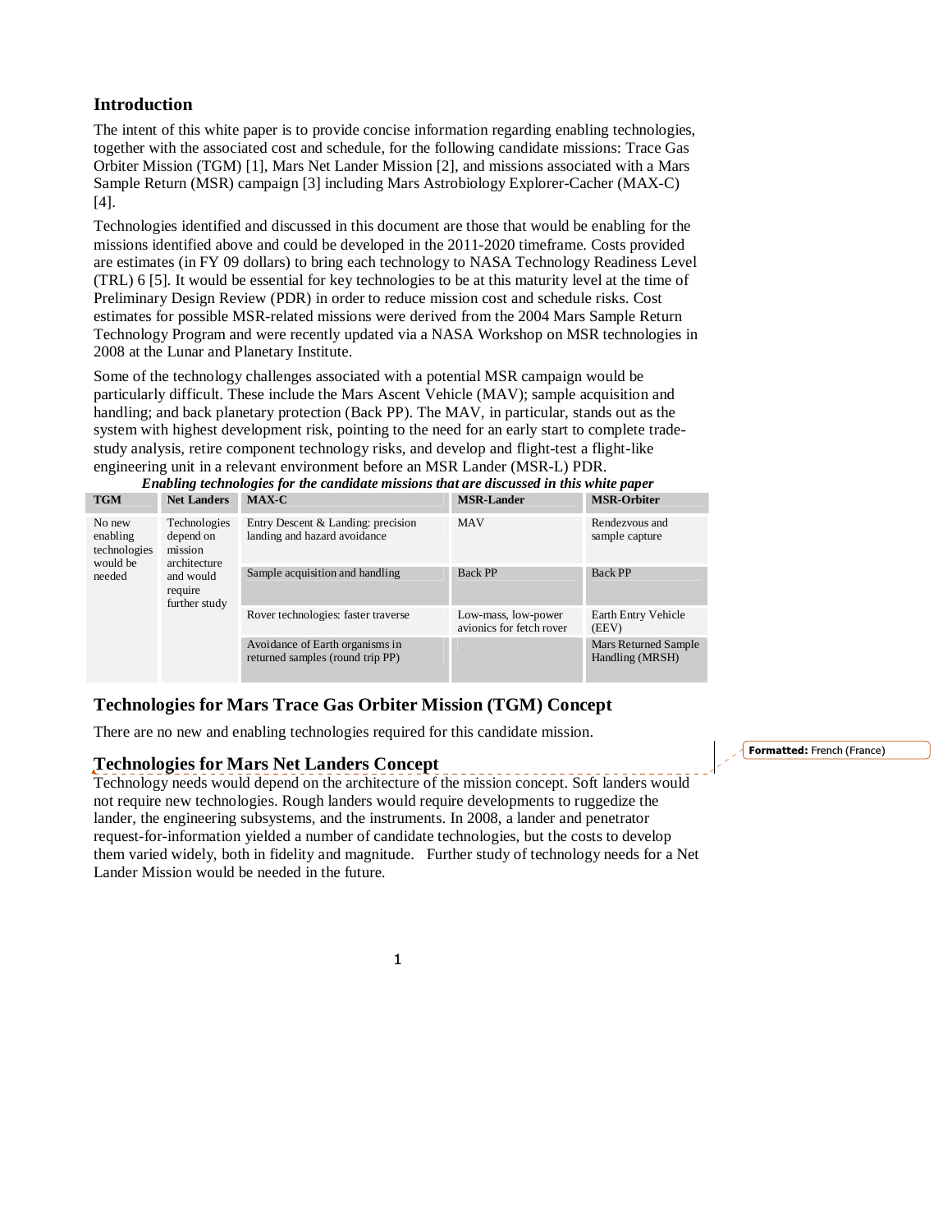## Introduction

The intent of this white paper is to provide concise information regarding enabling technologies, together with the associated cost and schedule, for the following candidate missions: Trace Gas Orbiter Mission (TGM) [1], Mars Net Lander Mission [2], and missions associated with a Mars Sample Return (MSR) campaign [3] including Mars Astrobiology Explorer-Cacher (MAX-C) [4].

Technologies identified and discussed in this document are those that would be enabling for the missions identified above and could be developed in the 2011-2020 timeframe. Costs provided are estimates (in FY 09 dollars) to bring each technology to NASA Technology Readiness Level (TRL) 6 [5]. It would be essential for key technologies to be at this maturity level at the time of Preliminary Design Review (PDR) in order to reduce mission cost and schedule risks. Cost estimates for possible MSR-related missions were derived from the 2004 Mars Sample Return Technology Program and were recently updated via a NASA Workshop on MSR technologies in 2008 at the Lunar and Planetary Institute.

Some of the technology challenges associated with a potential MSR campaign would be particularly difficult. These include the Mars Ascent Vehicle (MAV); sample acquisition and handling; and back planetary protection (Back PP). The MAV, in particular, stands out as the system with highest development risk, pointing to the need for an early start to complete trade-study analysis, retire component technology risks, and develop and flight-test a flight-like engineering unit in a relevant environment before an MSR Lander (MSR-L) PDR.

***Enabling technologies for the candidate missions that are discussed in this white paper***

| TGM | Net Landers | MAX-C | MSR-Lander | MSR-Orbiter |
|---|---|---|---|---|
| No new enabling technologies would be needed | Technologies depend on mission architecture and would require further study | Entry Descent & Landing: precision landing and hazard avoidance | MAV | Rendezvous and sample capture |
| | | Sample acquisition and handling | Back PP | Back PP |
| | | Rover technologies: faster traverse | Low-mass, low-power avionics for fetch rover | Earth Entry Vehicle (EEV) |
| | | Avoidance of Earth organisms in returned samples (round trip PP) | | Mars Returned Sample Handling (MRSH) |

## Technologies for Mars Trace Gas Orbiter Mission (TGM) Concept

There are no new and enabling technologies required for this candidate mission.

## Technologies for Mars Net Landers Concept

Technology needs would depend on the architecture of the mission concept. Soft landers would not require new technologies. Rough landers would require developments to ruggedize the lander, the engineering subsystems, and the instruments. In 2008, a lander and penetrator request-for-information yielded a number of candidate technologies, but the costs to develop them varied widely, both in fidelity and magnitude. Further study of technology needs for a Net Lander Mission would be needed in the future.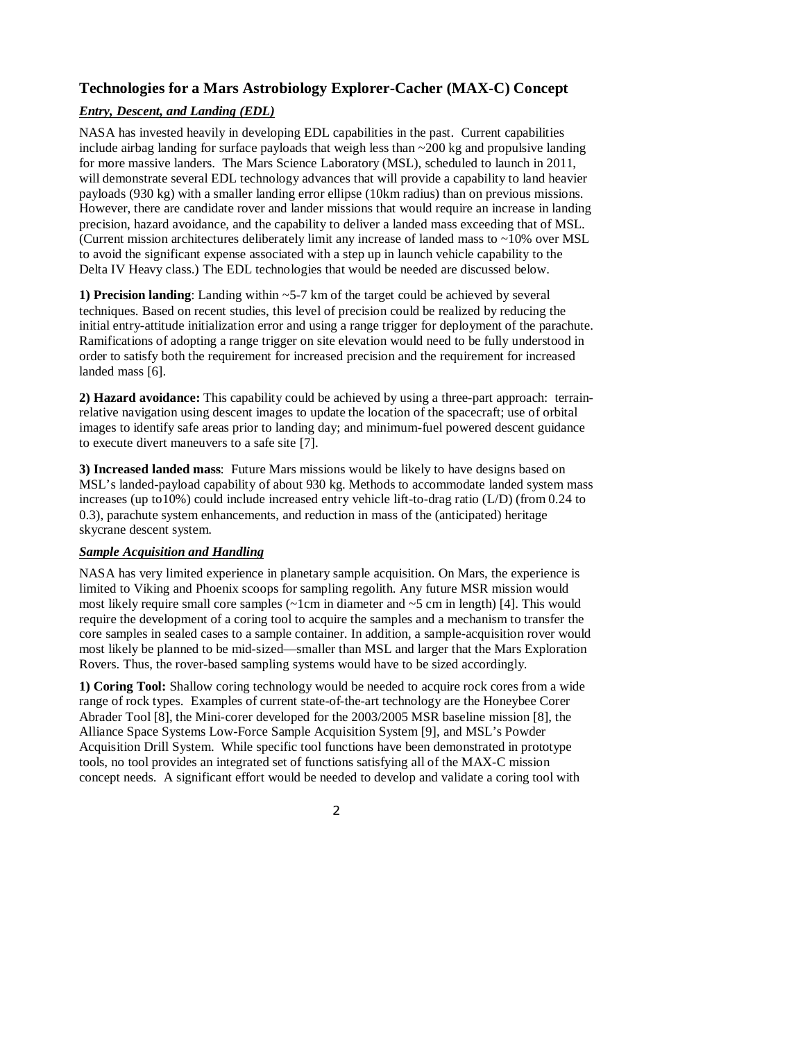## Technologies for a Mars Astrobiology Explorer-Cacher (MAX-C) Concept

### *Entry, Descent, and Landing (EDL)*

NASA has invested heavily in developing EDL capabilities in the past. Current capabilities include airbag landing for surface payloads that weigh less than ~200 kg and propulsive landing for more massive landers. The Mars Science Laboratory (MSL), scheduled to launch in 2011, will demonstrate several EDL technology advances that will provide a capability to land heavier payloads (930 kg) with a smaller landing error ellipse (10km radius) than on previous missions. However, there are candidate rover and lander missions that would require an increase in landing precision, hazard avoidance, and the capability to deliver a landed mass exceeding that of MSL. (Current mission architectures deliberately limit any increase of landed mass to ~10% over MSL to avoid the significant expense associated with a step up in launch vehicle capability to the Delta IV Heavy class.) The EDL technologies that would be needed are discussed below.

**1) Precision landing**: Landing within ~5-7 km of the target could be achieved by several techniques. Based on recent studies, this level of precision could be realized by reducing the initial entry-attitude initialization error and using a range trigger for deployment of the parachute. Ramifications of adopting a range trigger on site elevation would need to be fully understood in order to satisfy both the requirement for increased precision and the requirement for increased landed mass [6].

**2) Hazard avoidance:** This capability could be achieved by using a three-part approach: terrain-relative navigation using descent images to update the location of the spacecraft; use of orbital images to identify safe areas prior to landing day; and minimum-fuel powered descent guidance to execute divert maneuvers to a safe site [7].

**3) Increased landed mass**: Future Mars missions would be likely to have designs based on MSL's landed-payload capability of about 930 kg. Methods to accommodate landed system mass increases (up to10%) could include increased entry vehicle lift-to-drag ratio (L/D) (from 0.24 to 0.3), parachute system enhancements, and reduction in mass of the (anticipated) heritage skycrane descent system.

### *Sample Acquisition and Handling*

NASA has very limited experience in planetary sample acquisition. On Mars, the experience is limited to Viking and Phoenix scoops for sampling regolith. Any future MSR mission would most likely require small core samples (~1cm in diameter and ~5 cm in length) [4]. This would require the development of a coring tool to acquire the samples and a mechanism to transfer the core samples in sealed cases to a sample container. In addition, a sample-acquisition rover would most likely be planned to be mid-sized—smaller than MSL and larger that the Mars Exploration Rovers. Thus, the rover-based sampling systems would have to be sized accordingly.

**1) Coring Tool:** Shallow coring technology would be needed to acquire rock cores from a wide range of rock types. Examples of current state-of-the-art technology are the Honeybee Corer Abrader Tool [8], the Mini-corer developed for the 2003/2005 MSR baseline mission [8], the Alliance Space Systems Low-Force Sample Acquisition System [9], and MSL's Powder Acquisition Drill System. While specific tool functions have been demonstrated in prototype tools, no tool provides an integrated set of functions satisfying all of the MAX-C mission concept needs. A significant effort would be needed to develop and validate a coring tool with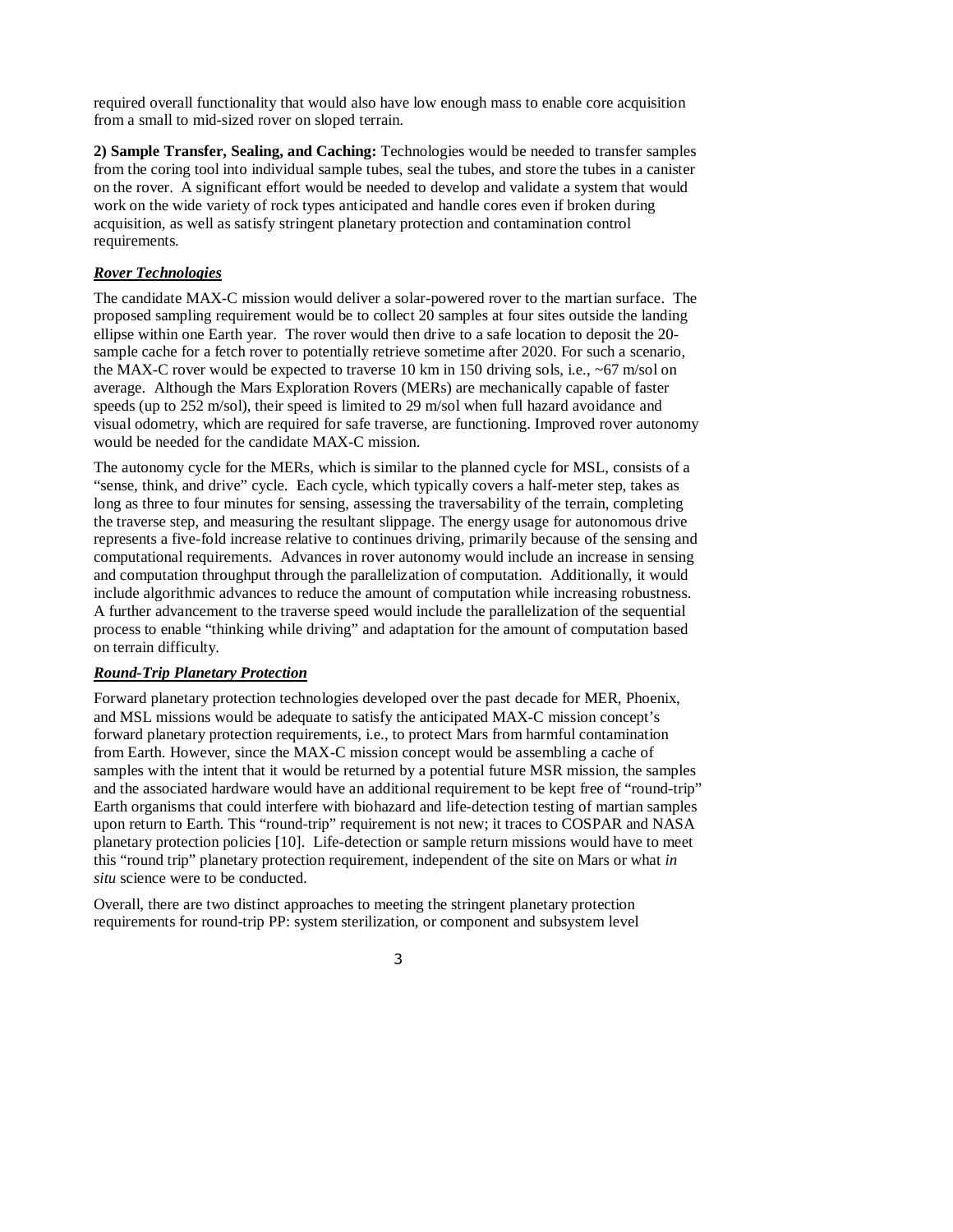required overall functionality that would also have low enough mass to enable core acquisition from a small to mid-sized rover on sloped terrain.

**2) Sample Transfer, Sealing, and Caching:** Technologies would be needed to transfer samples from the coring tool into individual sample tubes, seal the tubes, and store the tubes in a canister on the rover. A significant effort would be needed to develop and validate a system that would work on the wide variety of rock types anticipated and handle cores even if broken during acquisition, as well as satisfy stringent planetary protection and contamination control requirements.

***Rover Technologies***

The candidate MAX-C mission would deliver a solar-powered rover to the martian surface. The proposed sampling requirement would be to collect 20 samples at four sites outside the landing ellipse within one Earth year. The rover would then drive to a safe location to deposit the 20-sample cache for a fetch rover to potentially retrieve sometime after 2020. For such a scenario, the MAX-C rover would be expected to traverse 10 km in 150 driving sols, i.e., ~67 m/sol on average. Although the Mars Exploration Rovers (MERs) are mechanically capable of faster speeds (up to 252 m/sol), their speed is limited to 29 m/sol when full hazard avoidance and visual odometry, which are required for safe traverse, are functioning. Improved rover autonomy would be needed for the candidate MAX-C mission.

The autonomy cycle for the MERs, which is similar to the planned cycle for MSL, consists of a "sense, think, and drive" cycle. Each cycle, which typically covers a half-meter step, takes as long as three to four minutes for sensing, assessing the traversability of the terrain, completing the traverse step, and measuring the resultant slippage. The energy usage for autonomous drive represents a five-fold increase relative to continues driving, primarily because of the sensing and computational requirements. Advances in rover autonomy would include an increase in sensing and computation throughput through the parallelization of computation. Additionally, it would include algorithmic advances to reduce the amount of computation while increasing robustness. A further advancement to the traverse speed would include the parallelization of the sequential process to enable "thinking while driving" and adaptation for the amount of computation based on terrain difficulty.

***Round-Trip Planetary Protection***

Forward planetary protection technologies developed over the past decade for MER, Phoenix, and MSL missions would be adequate to satisfy the anticipated MAX-C mission concept's forward planetary protection requirements, i.e., to protect Mars from harmful contamination from Earth. However, since the MAX-C mission concept would be assembling a cache of samples with the intent that it would be returned by a potential future MSR mission, the samples and the associated hardware would have an additional requirement to be kept free of "round-trip" Earth organisms that could interfere with biohazard and life-detection testing of martian samples upon return to Earth. This "round-trip" requirement is not new; it traces to COSPAR and NASA planetary protection policies [10]. Life-detection or sample return missions would have to meet this "round trip" planetary protection requirement, independent of the site on Mars or what *in situ* science were to be conducted.

Overall, there are two distinct approaches to meeting the stringent planetary protection requirements for round-trip PP: system sterilization, or component and subsystem level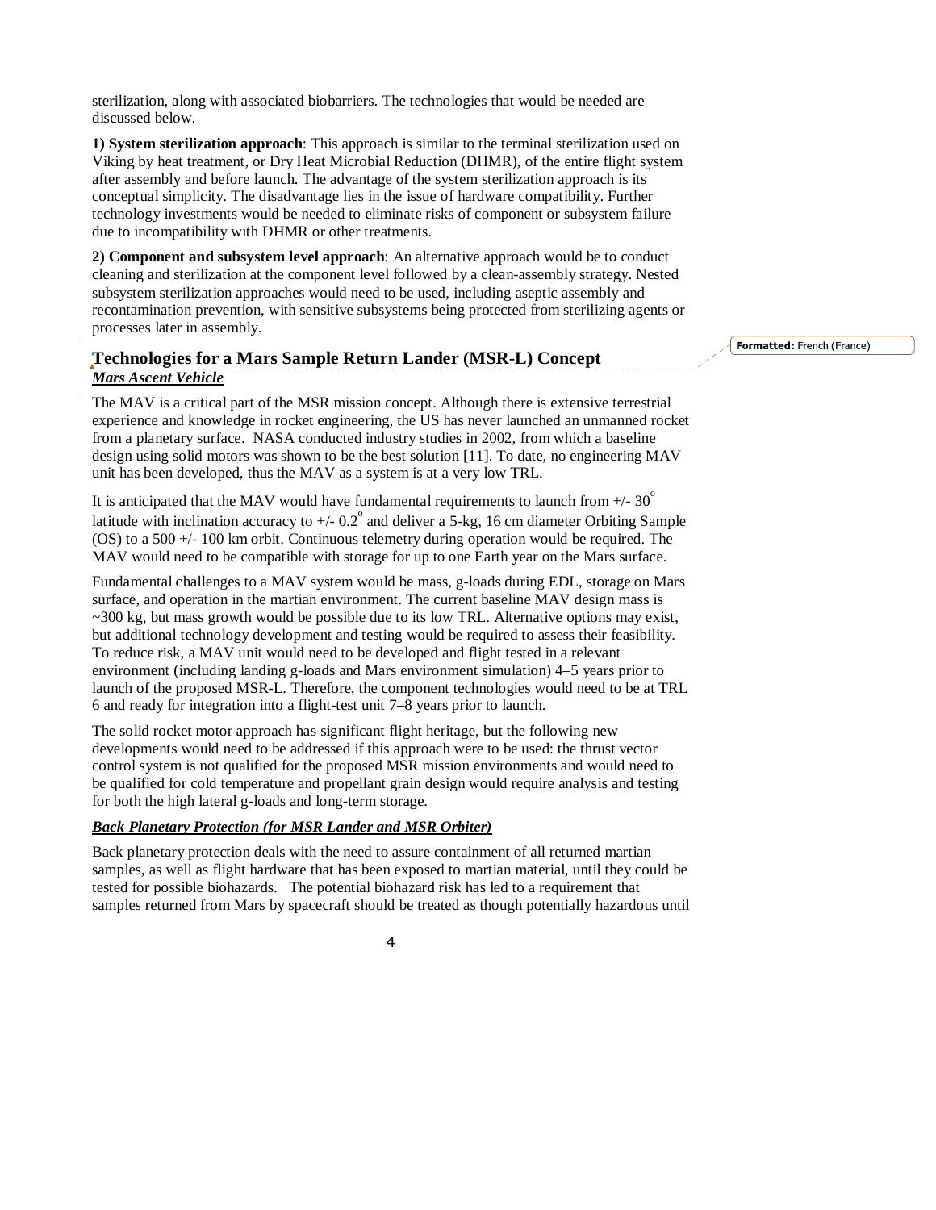sterilization, along with associated biobarriers. The technologies that would be needed are discussed below.

**1) System sterilization approach**: This approach is similar to the terminal sterilization used on Viking by heat treatment, or Dry Heat Microbial Reduction (DHMR), of the entire flight system after assembly and before launch. The advantage of the system sterilization approach is its conceptual simplicity. The disadvantage lies in the issue of hardware compatibility. Further technology investments would be needed to eliminate risks of component or subsystem failure due to incompatibility with DHMR or other treatments.

**2) Component and subsystem level approach**: An alternative approach would be to conduct cleaning and sterilization at the component level followed by a clean-assembly strategy. Nested subsystem sterilization approaches would need to be used, including aseptic assembly and recontamination prevention, with sensitive subsystems being protected from sterilizing agents or processes later in assembly.

## Technologies for a Mars Sample Return Lander (MSR-L) Concept

***Mars Ascent Vehicle***

The MAV is a critical part of the MSR mission concept. Although there is extensive terrestrial experience and knowledge in rocket engineering, the US has never launched an unmanned rocket from a planetary surface. NASA conducted industry studies in 2002, from which a baseline design using solid motors was shown to be the best solution [11]. To date, no engineering MAV unit has been developed, thus the MAV as a system is at a very low TRL.

It is anticipated that the MAV would have fundamental requirements to launch from +/- 30° latitude with inclination accuracy to +/- 0.2° and deliver a 5-kg, 16 cm diameter Orbiting Sample (OS) to a 500 +/- 100 km orbit. Continuous telemetry during operation would be required. The MAV would need to be compatible with storage for up to one Earth year on the Mars surface.

Fundamental challenges to a MAV system would be mass, g-loads during EDL, storage on Mars surface, and operation in the martian environment. The current baseline MAV design mass is ~300 kg, but mass growth would be possible due to its low TRL. Alternative options may exist, but additional technology development and testing would be required to assess their feasibility. To reduce risk, a MAV unit would need to be developed and flight tested in a relevant environment (including landing g-loads and Mars environment simulation) 4–5 years prior to launch of the proposed MSR-L. Therefore, the component technologies would need to be at TRL 6 and ready for integration into a flight-test unit 7–8 years prior to launch.

The solid rocket motor approach has significant flight heritage, but the following new developments would need to be addressed if this approach were to be used: the thrust vector control system is not qualified for the proposed MSR mission environments and would need to be qualified for cold temperature and propellant grain design would require analysis and testing for both the high lateral g-loads and long-term storage.

***Back Planetary Protection (for MSR Lander and MSR Orbiter)***

Back planetary protection deals with the need to assure containment of all returned martian samples, as well as flight hardware that has been exposed to martian material, until they could be tested for possible biohazards. The potential biohazard risk has led to a requirement that samples returned from Mars by spacecraft should be treated as though potentially hazardous until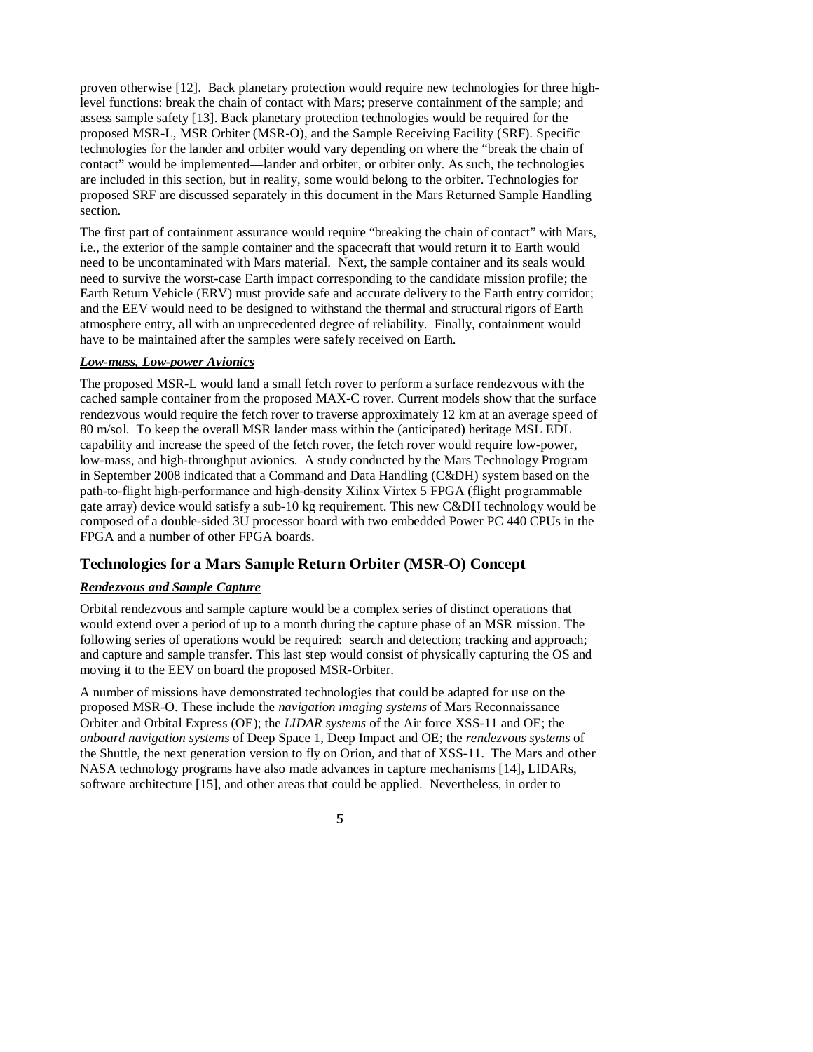proven otherwise [12]. Back planetary protection would require new technologies for three high-level functions: break the chain of contact with Mars; preserve containment of the sample; and assess sample safety [13]. Back planetary protection technologies would be required for the proposed MSR-L, MSR Orbiter (MSR-O), and the Sample Receiving Facility (SRF). Specific technologies for the lander and orbiter would vary depending on where the "break the chain of contact" would be implemented—lander and orbiter, or orbiter only. As such, the technologies are included in this section, but in reality, some would belong to the orbiter. Technologies for proposed SRF are discussed separately in this document in the Mars Returned Sample Handling section.

The first part of containment assurance would require "breaking the chain of contact" with Mars, i.e., the exterior of the sample container and the spacecraft that would return it to Earth would need to be uncontaminated with Mars material. Next, the sample container and its seals would need to survive the worst-case Earth impact corresponding to the candidate mission profile; the Earth Return Vehicle (ERV) must provide safe and accurate delivery to the Earth entry corridor; and the EEV would need to be designed to withstand the thermal and structural rigors of Earth atmosphere entry, all with an unprecedented degree of reliability. Finally, containment would have to be maintained after the samples were safely received on Earth.

***Low-mass, Low-power Avionics***

The proposed MSR-L would land a small fetch rover to perform a surface rendezvous with the cached sample container from the proposed MAX-C rover. Current models show that the surface rendezvous would require the fetch rover to traverse approximately 12 km at an average speed of 80 m/sol. To keep the overall MSR lander mass within the (anticipated) heritage MSL EDL capability and increase the speed of the fetch rover, the fetch rover would require low-power, low-mass, and high-throughput avionics. A study conducted by the Mars Technology Program in September 2008 indicated that a Command and Data Handling (C&DH) system based on the path-to-flight high-performance and high-density Xilinx Virtex 5 FPGA (flight programmable gate array) device would satisfy a sub-10 kg requirement. This new C&DH technology would be composed of a double-sided 3U processor board with two embedded Power PC 440 CPUs in the FPGA and a number of other FPGA boards.

## Technologies for a Mars Sample Return Orbiter (MSR-O) Concept

***Rendezvous and Sample Capture***

Orbital rendezvous and sample capture would be a complex series of distinct operations that would extend over a period of up to a month during the capture phase of an MSR mission. The following series of operations would be required: search and detection; tracking and approach; and capture and sample transfer. This last step would consist of physically capturing the OS and moving it to the EEV on board the proposed MSR-Orbiter.

A number of missions have demonstrated technologies that could be adapted for use on the proposed MSR-O. These include the *navigation imaging systems* of Mars Reconnaissance Orbiter and Orbital Express (OE); the *LIDAR systems* of the Air force XSS-11 and OE; the *onboard navigation systems* of Deep Space 1, Deep Impact and OE; the *rendezvous systems* of the Shuttle, the next generation version to fly on Orion, and that of XSS-11. The Mars and other NASA technology programs have also made advances in capture mechanisms [14], LIDARs, software architecture [15], and other areas that could be applied. Nevertheless, in order to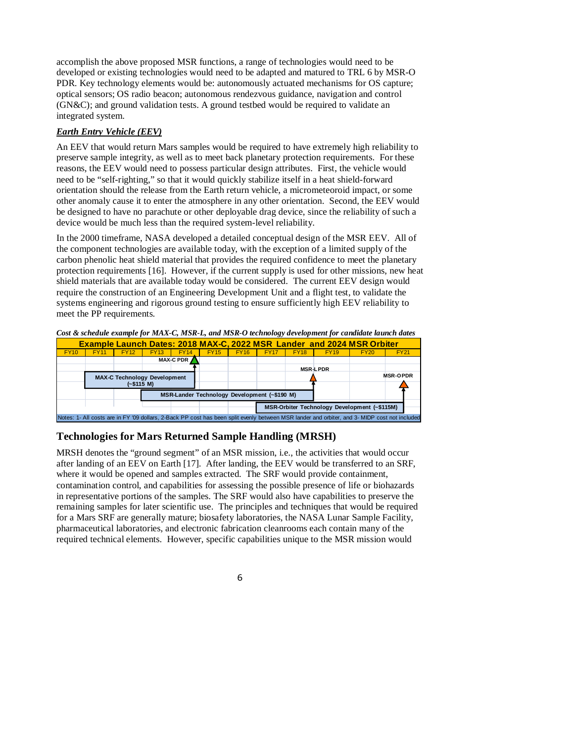accomplish the above proposed MSR functions, a range of technologies would need to be developed or existing technologies would need to be adapted and matured to TRL 6 by MSR-O PDR. Key technology elements would be: autonomously actuated mechanisms for OS capture; optical sensors; OS radio beacon; autonomous rendezvous guidance, navigation and control (GN&C); and ground validation tests. A ground testbed would be required to validate an integrated system.

***Earth Entry Vehicle (EEV)***

An EEV that would return Mars samples would be required to have extremely high reliability to preserve sample integrity, as well as to meet back planetary protection requirements. For these reasons, the EEV would need to possess particular design attributes. First, the vehicle would need to be "self-righting," so that it would quickly stabilize itself in a heat shield-forward orientation should the release from the Earth return vehicle, a micrometeoroid impact, or some other anomaly cause it to enter the atmosphere in any other orientation. Second, the EEV would be designed to have no parachute or other deployable drag device, since the reliability of such a device would be much less than the required system-level reliability.

In the 2000 timeframe, NASA developed a detailed conceptual design of the MSR EEV. All of the component technologies are available today, with the exception of a limited supply of the carbon phenolic heat shield material that provides the required confidence to meet the planetary protection requirements [16]. However, if the current supply is used for other missions, new heat shield materials that are available today would be considered. The current EEV design would require the construction of an Engineering Development Unit and a flight test, to validate the systems engineering and rigorous ground testing to ensure sufficiently high EEV reliability to meet the PP requirements.

***Cost & schedule example for MAX-C, MSR-L, and MSR-O technology development for candidate launch dates***

Example Launch Dates: 2018 MAX-C, 2022 MSR Lander and 2024 MSR Orbiter

FY10 FY11 FY12 FY13 FY14 FY15 FY16 FY17 FY18 FY19 FY20 FY21

MAX-C PDR

MSR-L PDR

MSR-O PDR

MAX-C Technology Development (~$115 M)

MSR-Lander Technology Development (~$190 M)

MSR-Orbiter Technology Development (~$115M)

Notes: 1- All costs are in FY '09 dollars, 2-Back PP cost has been split evenly between MSR lander and orbiter, and 3- MIDP cost not included

## Technologies for Mars Returned Sample Handling (MRSH)

MRSH denotes the "ground segment" of an MSR mission, i.e., the activities that would occur after landing of an EEV on Earth [17]. After landing, the EEV would be transferred to an SRF, where it would be opened and samples extracted. The SRF would provide containment, contamination control, and capabilities for assessing the possible presence of life or biohazards in representative portions of the samples. The SRF would also have capabilities to preserve the remaining samples for later scientific use. The principles and techniques that would be required for a Mars SRF are generally mature; biosafety laboratories, the NASA Lunar Sample Facility, pharmaceutical laboratories, and electronic fabrication cleanrooms each contain many of the required technical elements. However, specific capabilities unique to the MSR mission would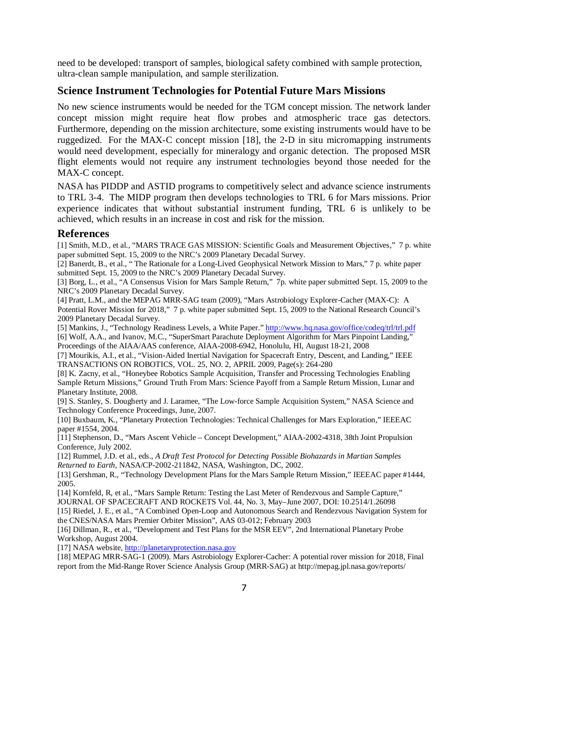need to be developed: transport of samples, biological safety combined with sample protection, ultra-clean sample manipulation, and sample sterilization.

## Science Instrument Technologies for Potential Future Mars Missions

No new science instruments would be needed for the TGM concept mission. The network lander concept mission might require heat flow probes and atmospheric trace gas detectors. Furthermore, depending on the mission architecture, some existing instruments would have to be ruggedized. For the MAX-C concept mission [18], the 2-D in situ micromapping instruments would need development, especially for mineralogy and organic detection. The proposed MSR flight elements would not require any instrument technologies beyond those needed for the MAX-C concept.

NASA has PIDDP and ASTID programs to competitively select and advance science instruments to TRL 3-4. The MIDP program then develops technologies to TRL 6 for Mars missions. Prior experience indicates that without substantial instrument funding, TRL 6 is unlikely to be achieved, which results in an increase in cost and risk for the mission.

## References

[1] Smith, M.D., et al., "MARS TRACE GAS MISSION: Scientific Goals and Measurement Objectives," 7 p. white paper submitted Sept. 15, 2009 to the NRC's 2009 Planetary Decadal Survey.

[2] Banerdt, B., et al., " The Rationale for a Long-Lived Geophysical Network Mission to Mars," 7 p. white paper submitted Sept. 15, 2009 to the NRC's 2009 Planetary Decadal Survey.

[3] Borg, L., et al., "A Consensus Vision for Mars Sample Return," 7p. white paper submitted Sept. 15, 2009 to the NRC's 2009 Planetary Decadal Survey.

[4] Pratt, L.M., and the MEPAG MRR-SAG team (2009), "Mars Astrobiology Explorer-Cacher (MAX-C): A Potential Rover Mission for 2018," 7 p. white paper submitted Sept. 15, 2009 to the National Research Council's 2009 Planetary Decadal Survey.

[5] Mankins, J., "Technology Readiness Levels, a White Paper." http://www.hq.nasa.gov/office/codeq/trl/trl.pdf

[6] Wolf, A.A., and Ivanov, M.C., "SuperSmart Parachute Deployment Algorithm for Mars Pinpoint Landing," Proceedings of the AIAA/AAS conference, AIAA-2008-6942, Honolulu, HI, August 18-21, 2008

[7] Mourikis, A.I., et al., "Vision-Aided Inertial Navigation for Spacecraft Entry, Descent, and Landing," IEEE TRANSACTIONS ON ROBOTICS, VOL. 25, NO. 2, APRIL 2009, Page(s): 264-280

[8] K. Zacny, et al., "Honeybee Robotics Sample Acquisition, Transfer and Processing Technologies Enabling Sample Return Missions," Ground Truth From Mars: Science Payoff from a Sample Return Mission, Lunar and Planetary Institute, 2008.

[9] S. Stanley, S. Dougherty and J. Laramee, "The Low-force Sample Acquisition System," NASA Science and Technology Conference Proceedings, June, 2007.

[10] Buxbaum, K., "Planetary Protection Technologies: Technical Challenges for Mars Exploration," IEEEAC paper #1554, 2004.

[11] Stephenson, D., "Mars Ascent Vehicle – Concept Development," AIAA-2002-4318, 38th Joint Propulsion Conference, July 2002.

[12] Rummel, J.D. et al., eds., *A Draft Test Protocol for Detecting Possible Biohazards in Martian Samples Returned to Earth*, NASA/CP-2002-211842, NASA, Washington, DC, 2002.

[13] Gershman, R., "Technology Development Plans for the Mars Sample Return Mission," IEEEAC paper #1444, 2005.

[14] Kornfeld, R, et al., "Mars Sample Return: Testing the Last Meter of Rendezvous and Sample Capture," JOURNAL OF SPACECRAFT AND ROCKETS Vol. 44, No. 3, May–June 2007, DOI: 10.2514/1.26098

[15] Riedel, J. E., et al., "A Combined Open-Loop and Autonomous Search and Rendezvous Navigation System for the CNES/NASA Mars Premier Orbiter Mission", AAS 03-012; February 2003

[16] Dillman, R., et al., "Development and Test Plans for the MSR EEV", 2nd International Planetary Probe Workshop, August 2004.

[17] NASA website, http://planetaryprotection.nasa.gov

[18] MEPAG MRR-SAG-1 (2009). Mars Astrobiology Explorer-Cacher: A potential rover mission for 2018, Final report from the Mid-Range Rover Science Analysis Group (MRR-SAG) at http://mepag.jpl.nasa.gov/reports/